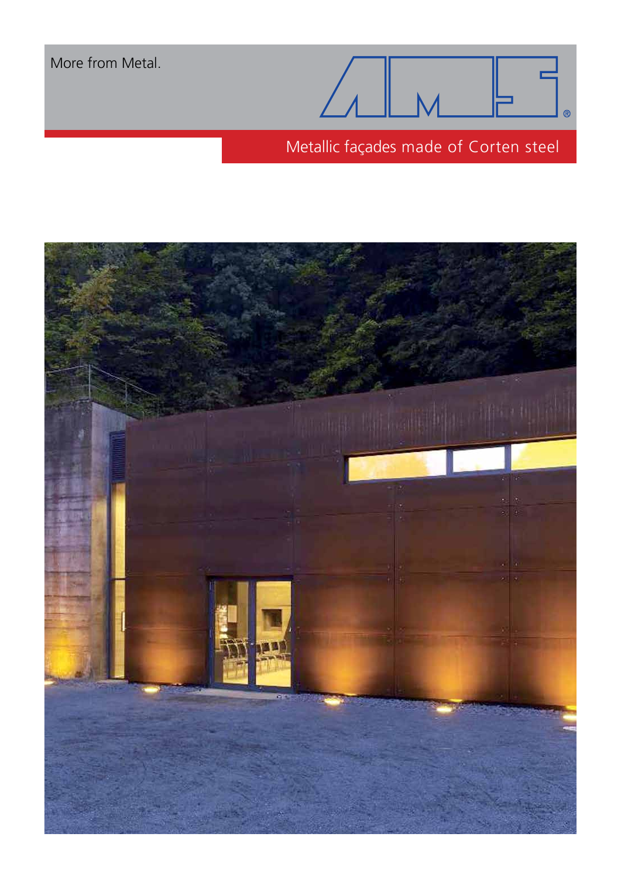More from Metal.

AMS®

# Metallic façades made of Corten steel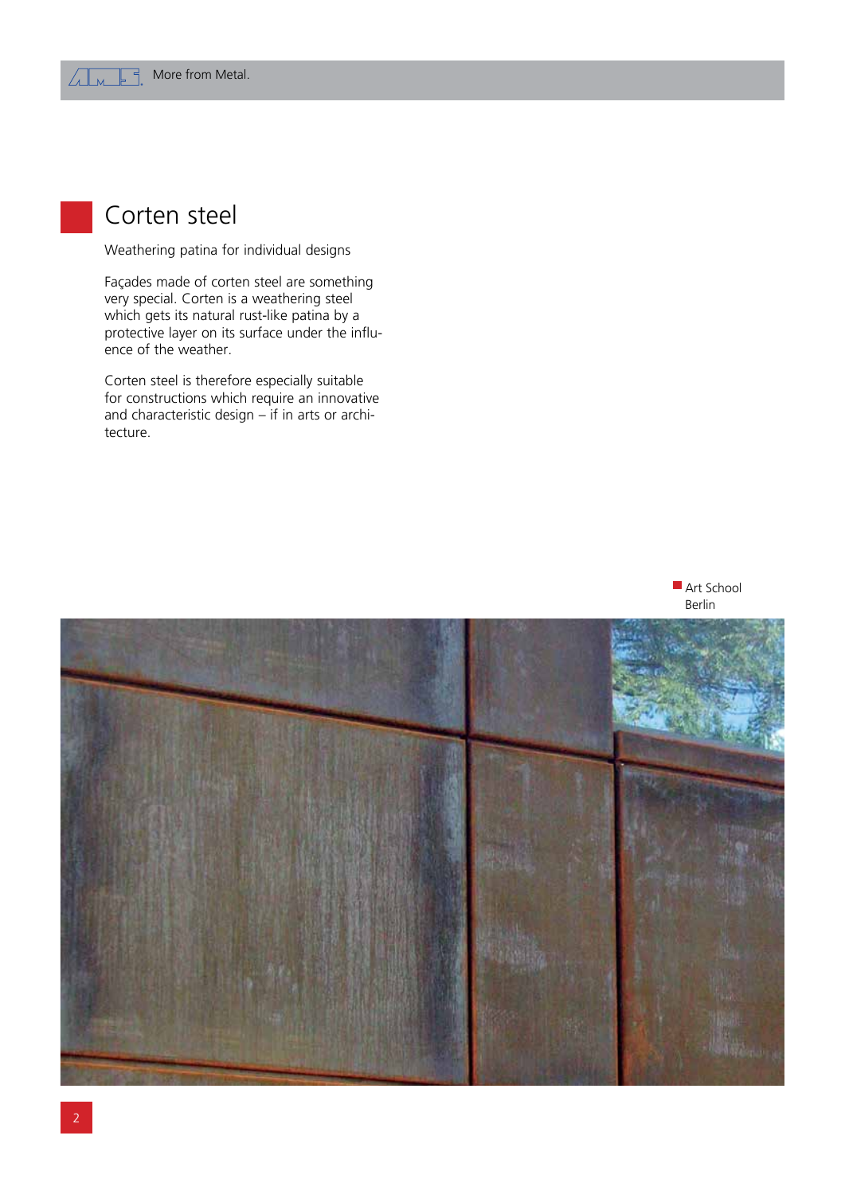# Corten steel

Weathering patina for individual designs

Façades made of corten steel are something very special. Corten is a weathering steel which gets its natural rust-like patina by a protective layer on its surface under the influence of the weather.

Corten steel is therefore especially suitable for constructions which require an innovative and characteristic design – if in arts or architecture.

Art School Berlin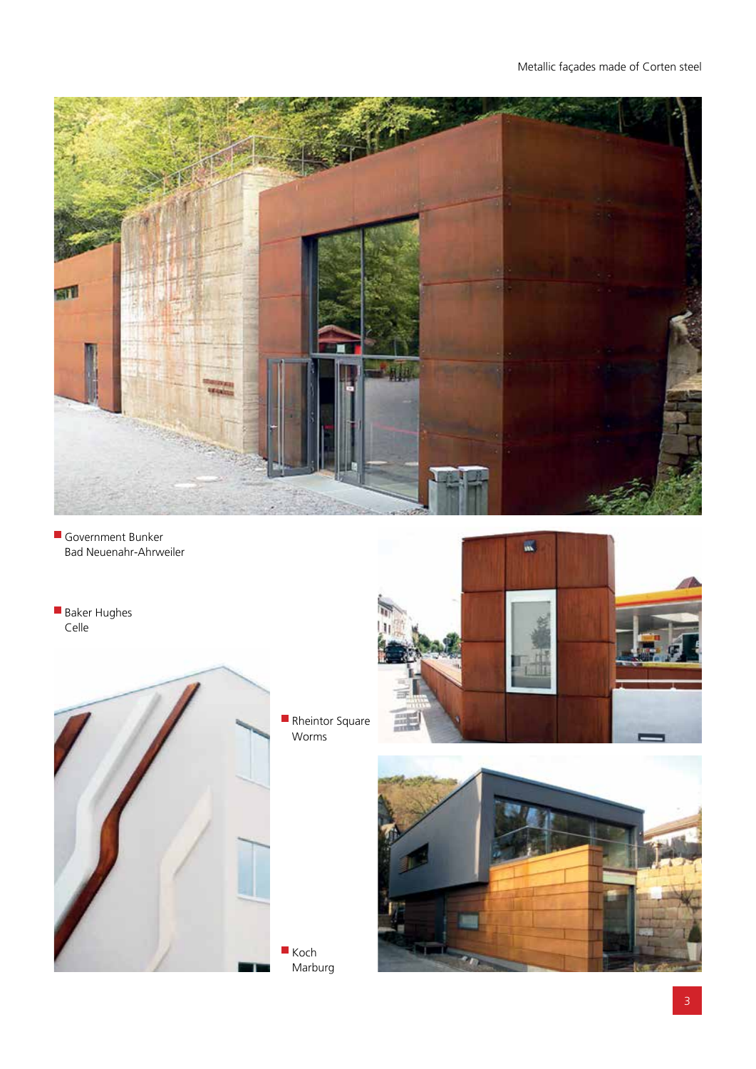Government Bunker
Bad Neuenahr-Ahrweiler

Baker Hughes
Celle

Rheintor Square
Worms

Koch
Marburg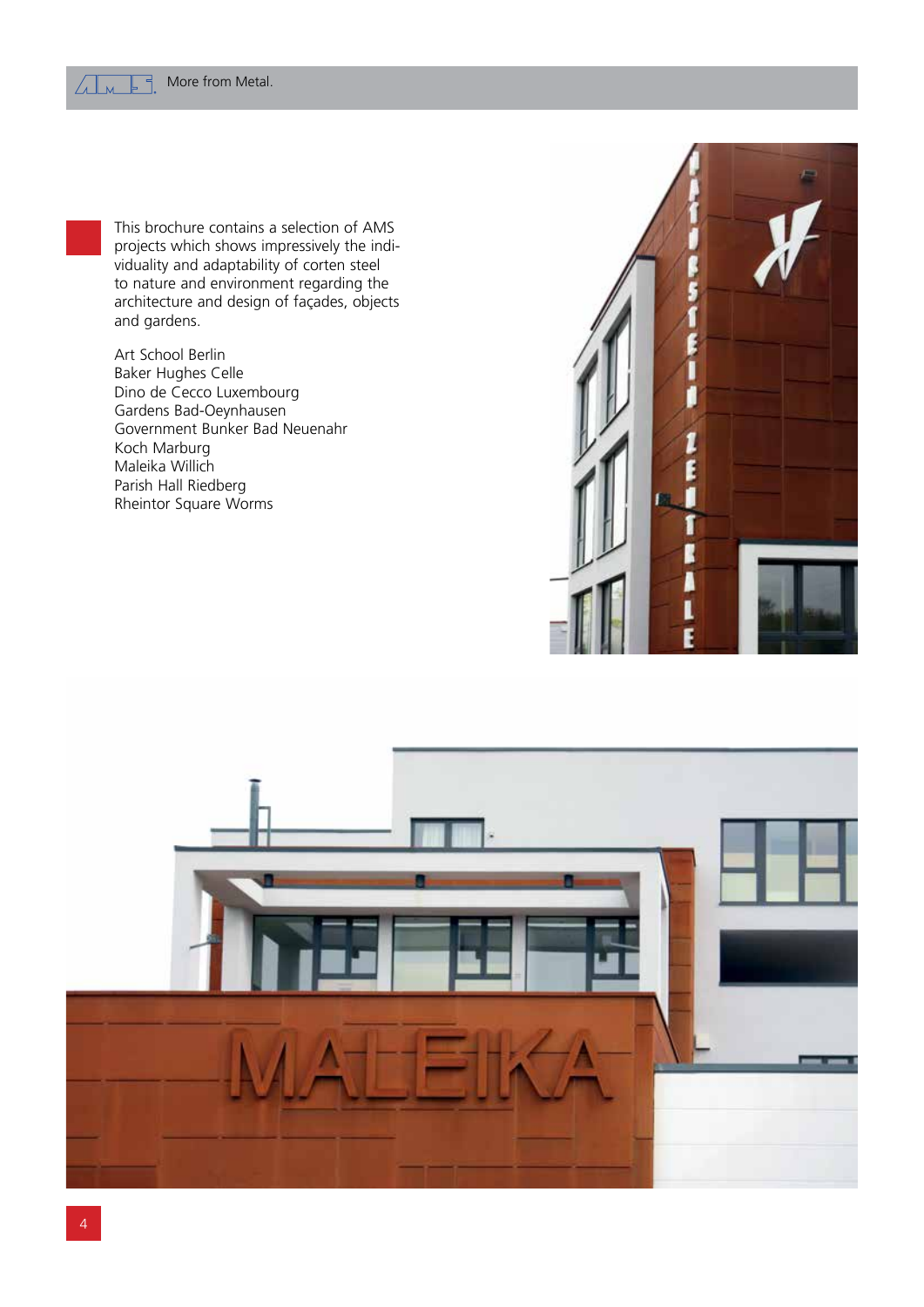This brochure contains a selection of AMS projects which shows impressively the individuality and adaptability of corten steel to nature and environment regarding the architecture and design of façades, objects and gardens.

Art School Berlin
Baker Hughes Celle
Dino de Cecco Luxembourg
Gardens Bad-Oeynhausen
Government Bunker Bad Neuenahr
Koch Marburg
Maleika Willich
Parish Hall Riedberg
Rheintor Square Worms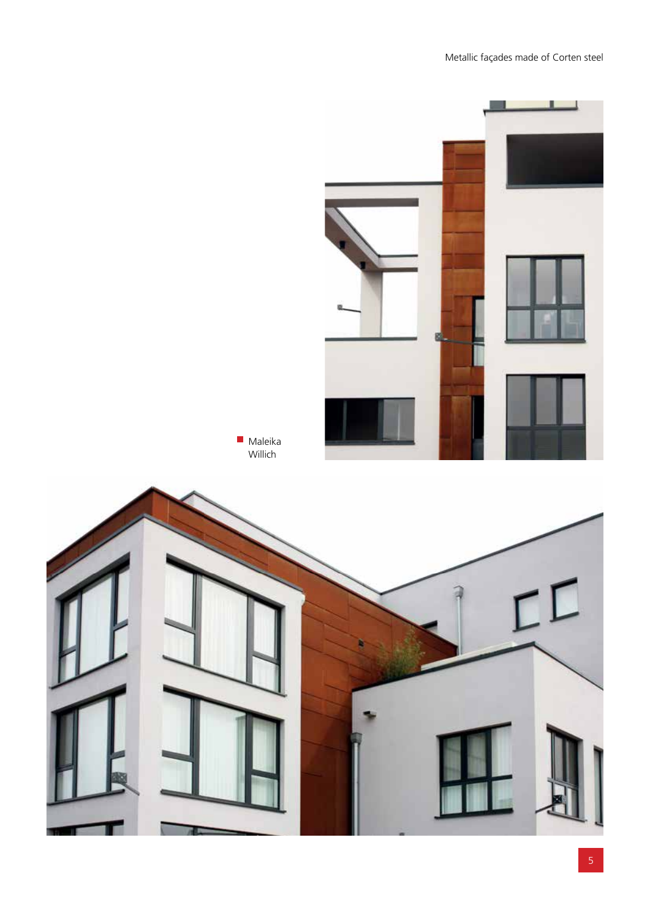Maleika
Willich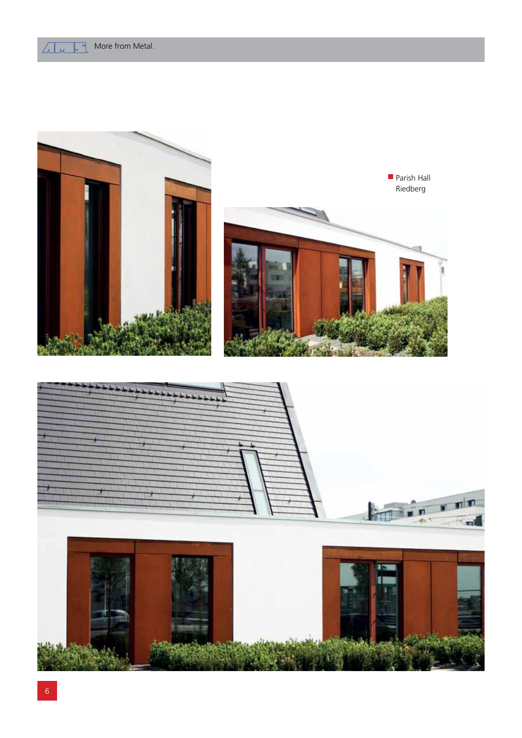Parish Hall Riedberg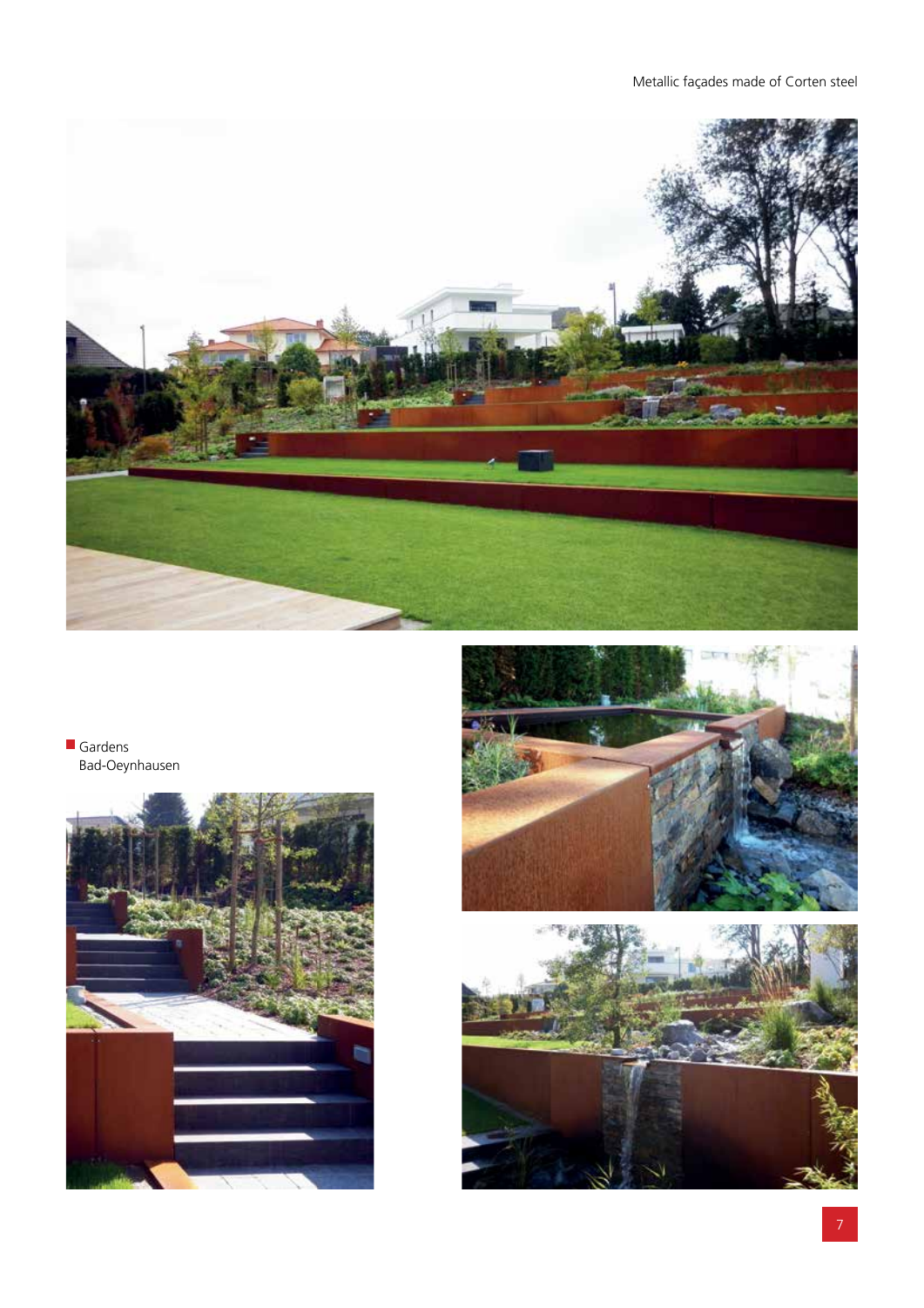Gardens
Bad-Oeynhausen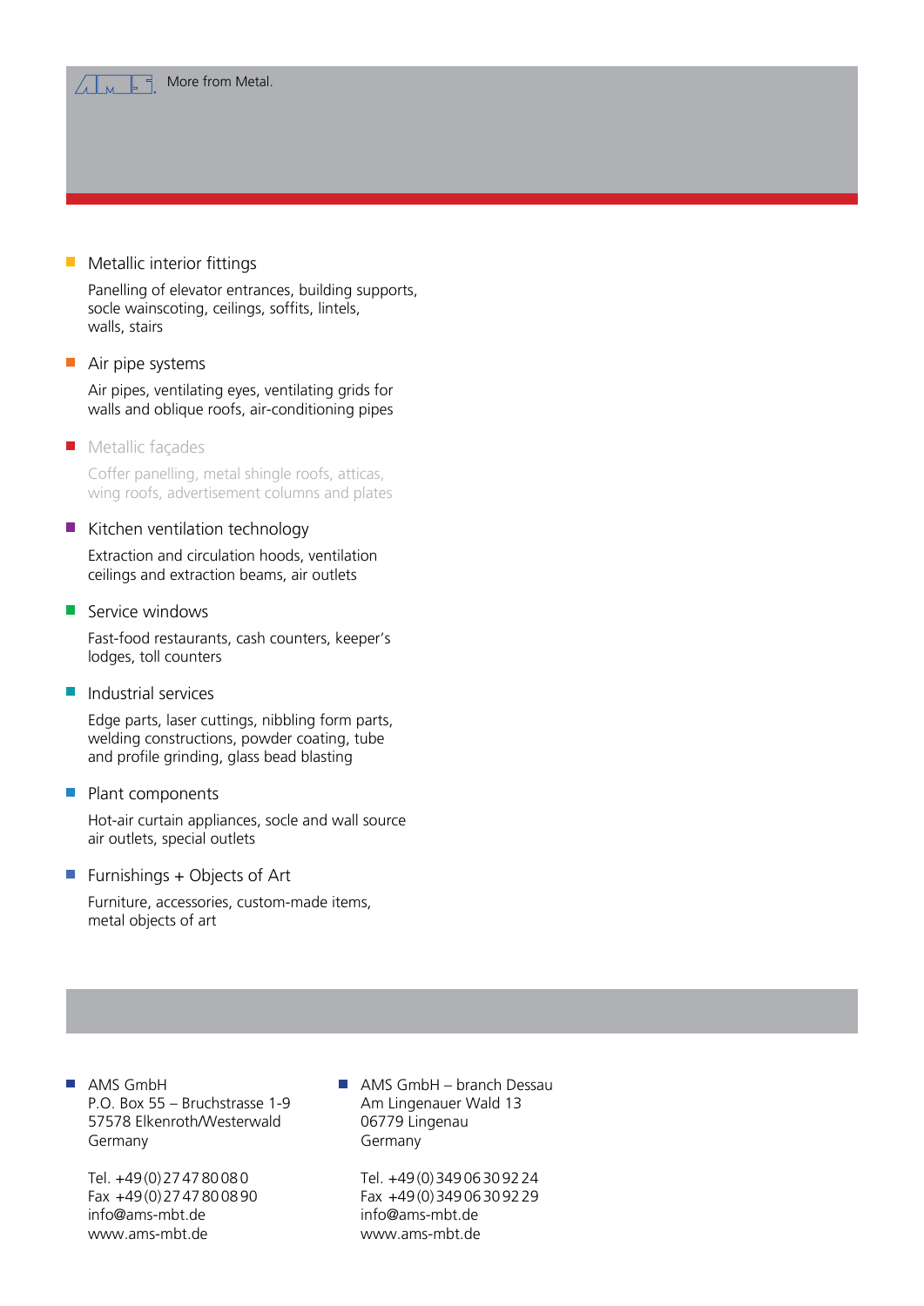More from Metal.

- Metallic interior fittings

  Panelling of elevator entrances, building supports, socle wainscoting, ceilings, soffits, lintels, walls, stairs

- Air pipe systems

  Air pipes, ventilating eyes, ventilating grids for walls and oblique roofs, air-conditioning pipes

- Metallic façades

  Coffer panelling, metal shingle roofs, atticas, wing roofs, advertisement columns and plates

- Kitchen ventilation technology

  Extraction and circulation hoods, ventilation ceilings and extraction beams, air outlets

- Service windows

  Fast-food restaurants, cash counters, keeper's lodges, toll counters

- Industrial services

  Edge parts, laser cuttings, nibbling form parts, welding constructions, powder coating, tube and profile grinding, glass bead blasting

- Plant components

  Hot-air curtain appliances, socle and wall source air outlets, special outlets

- Furnishings + Objects of Art

  Furniture, accessories, custom-made items, metal objects of art

---

- AMS GmbH
  P.O. Box 55 – Bruchstrasse 1-9
  57578 Elkenroth/Westerwald
  Germany

  Tel. +49(0)2747 80080
  Fax +49(0)2747 800890
  info@ams-mbt.de
  www.ams-mbt.de

- AMS GmbH – branch Dessau
  Am Lingenauer Wald 13
  06779 Lingenau
  Germany

  Tel. +49(0)34906 309224
  Fax +49(0)34906 309229
  info@ams-mbt.de
  www.ams-mbt.de